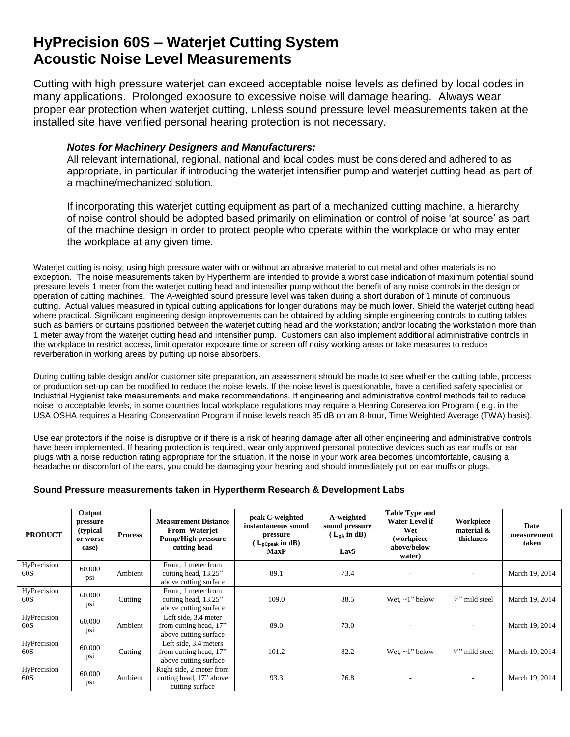# HyPrecision 60S – Waterjet Cutting System
# Acoustic Noise Level Measurements

Cutting with high pressure waterjet can exceed acceptable noise levels as defined by local codes in many applications. Prolonged exposure to excessive noise will damage hearing. Always wear proper ear protection when waterjet cutting, unless sound pressure level measurements taken at the installed site have verified personal hearing protection is not necessary.

> ***Notes for Machinery Designers and Manufacturers:***
>
> All relevant international, regional, national and local codes must be considered and adhered to as appropriate, in particular if introducing the waterjet intensifier pump and waterjet cutting head as part of a machine/mechanized solution.
>
> If incorporating this waterjet cutting equipment as part of a mechanized cutting machine, a hierarchy of noise control should be adopted based primarily on elimination or control of noise 'at source' as part of the machine design in order to protect people who operate within the workplace or who may enter the workplace at any given time.

Waterjet cutting is noisy, using high pressure water with or without an abrasive material to cut metal and other materials is no exception. The noise measurements taken by Hypertherm are intended to provide a worst case indication of maximum potential sound pressure levels 1 meter from the waterjet cutting head and intensifier pump without the benefit of any noise controls in the design or operation of cutting machines. The A-weighted sound pressure level was taken during a short duration of 1 minute of continuous cutting. Actual values measured in typical cutting applications for longer durations may be much lower. Shield the waterjet cutting head where practical. Significant engineering design improvements can be obtained by adding simple engineering controls to cutting tables such as barriers or curtains positioned between the waterjet cutting head and the workstation; and/or locating the workstation more than 1 meter away from the waterjet cutting head and intensifier pump. Customers can also implement additional administrative controls in the workplace to restrict access, limit operator exposure time or screen off noisy working areas or take measures to reduce reverberation in working areas by putting up noise absorbers.

During cutting table design and/or customer site preparation, an assessment should be made to see whether the cutting table, process or production set-up can be modified to reduce the noise levels. If the noise level is questionable, have a certified safety specialist or Industrial Hygienist take measurements and make recommendations. If engineering and administrative control methods fail to reduce noise to acceptable levels, in some countries local workplace regulations may require a Hearing Conservation Program ( e.g. in the USA OSHA requires a Hearing Conservation Program if noise levels reach 85 dB on an 8-hour, Time Weighted Average (TWA) basis).

Use ear protectors if the noise is disruptive or if there is a risk of hearing damage after all other engineering and administrative controls have been implemented. If hearing protection is required, wear only approved personal protective devices such as ear muffs or ear plugs with a noise reduction rating appropriate for the situation. If the noise in your work area becomes uncomfortable, causing a headache or discomfort of the ears, you could be damaging your hearing and should immediately put on ear muffs or plugs.

**Sound Pressure measurements taken in Hypertherm Research & Development Labs**

| PRODUCT | Output pressure (typical or worse case) | Process | Measurement Distance From Waterjet Pump/High pressure cutting head | peak C-weighted instantaneous sound pressure ( $L_{pCpeak}$ in dB) MaxP | A-weighted sound pressure ( $L_{pA}$ in dB) Lav5 | Table Type and Water Level if Wet (workpiece above/below water) | Workpiece material & thickness | Date measurement taken |
|---|---|---|---|---|---|---|---|---|
| HyPrecision 60S | 60,000 psi | Ambient | Front, 1 meter from cutting head, 13.25" above cutting surface | 89.1 | 73.4 | - | - | March 19, 2014 |
| HyPrecision 60S | 60,000 psi | Cutting | Front, 1 meter from cutting head, 13.25" above cutting surface | 109.0 | 88.5 | Wet, ~1" below | ¾" mild steel | March 19, 2014 |
| HyPrecision 60S | 60,000 psi | Ambient | Left side, 3.4 meter from cutting head, 17" above cutting surface | 89.0 | 73.0 | - | - | March 19, 2014 |
| HyPrecision 60S | 60,000 psi | Cutting | Left side, 3.4 meters from cutting head, 17" above cutting surface | 101.2 | 82.2 | Wet, ~1" below | ¾" mild steel | March 19, 2014 |
| HyPrecision 60S | 60,000 psi | Ambient | Right side, 2 meter from cutting head, 17" above cutting surface | 93.3 | 76.8 | - | - | March 19, 2014 |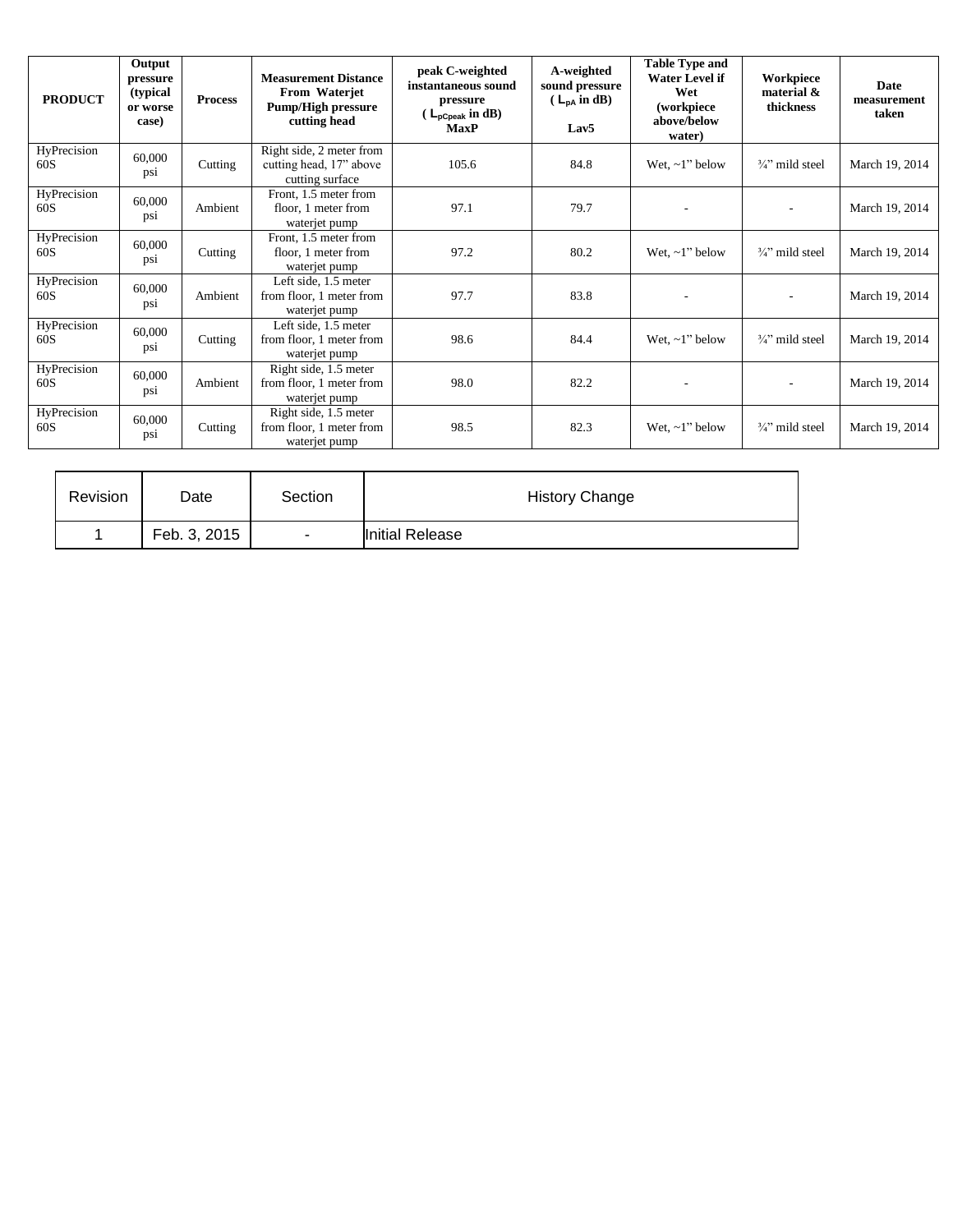| PRODUCT | Output pressure (typical or worse case) | Process | Measurement Distance From Waterjet Pump/High pressure cutting head | peak C-weighted instantaneous sound pressure ( $L_{pCpeak}$ in dB) MaxP | A-weighted sound pressure ( $L_{pA}$ in dB) Lav5 | Table Type and Water Level if Wet (workpiece above/below water) | Workpiece material & thickness | Date measurement taken |
|---|---|---|---|---|---|---|---|---|
| HyPrecision 60S | 60,000 psi | Cutting | Right side, 2 meter from cutting head, 17" above cutting surface | 105.6 | 84.8 | Wet, ~1" below | ¾" mild steel | March 19, 2014 |
| HyPrecision 60S | 60,000 psi | Ambient | Front, 1.5 meter from floor, 1 meter from waterjet pump | 97.1 | 79.7 | - | - | March 19, 2014 |
| HyPrecision 60S | 60,000 psi | Cutting | Front, 1.5 meter from floor, 1 meter from waterjet pump | 97.2 | 80.2 | Wet, ~1" below | ¾" mild steel | March 19, 2014 |
| HyPrecision 60S | 60,000 psi | Ambient | Left side, 1.5 meter from floor, 1 meter from waterjet pump | 97.7 | 83.8 | - | - | March 19, 2014 |
| HyPrecision 60S | 60,000 psi | Cutting | Left side, 1.5 meter from floor, 1 meter from waterjet pump | 98.6 | 84.4 | Wet, ~1" below | ¾" mild steel | March 19, 2014 |
| HyPrecision 60S | 60,000 psi | Ambient | Right side, 1.5 meter from floor, 1 meter from waterjet pump | 98.0 | 82.2 | - | - | March 19, 2014 |
| HyPrecision 60S | 60,000 psi | Cutting | Right side, 1.5 meter from floor, 1 meter from waterjet pump | 98.5 | 82.3 | Wet, ~1" below | ¾" mild steel | March 19, 2014 |

| Revision | Date | Section | History Change |
|---|---|---|---|
| 1 | Feb. 3, 2015 | - | Initial Release |